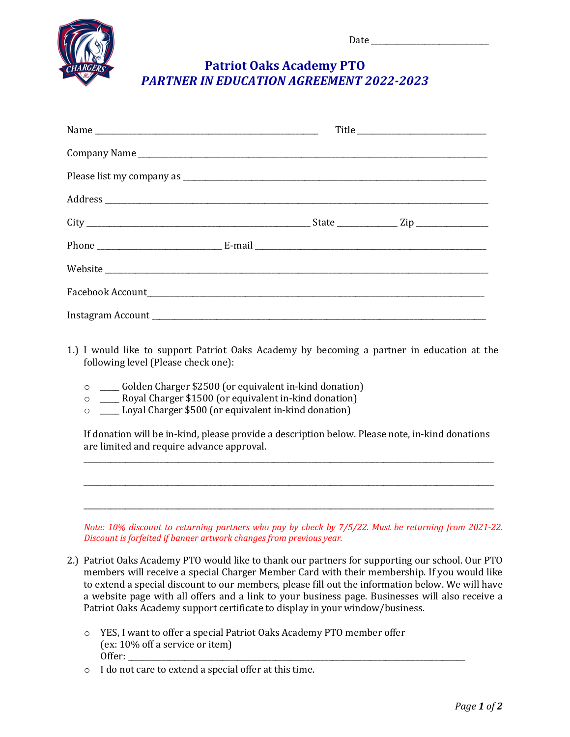Date ____________________________

# Patriot Oaks Academy PTO

## *PARTNER IN EDUCATION AGREEMENT 2022-2023*

Name ______________________________________________________ Title ______________________________

Company Name ______________________________________________________________________________________

Please list my company as __________________________________________________________________________

Address ___________________________________________________________________________________________

City ______________________________________________________ State ______________ Zip ________________

Phone ____________________________ E-mail ______________________________________________________

Website ___________________________________________________________________________________________

Facebook Account__________________________________________________________________________________

Instagram Account _________________________________________________________________________________

1.) I would like to support Patriot Oaks Academy by becoming a partner in education at the following level (Please check one):

   ○ _____ Golden Charger $2500 (or equivalent in-kind donation)
   ○ _____ Royal Charger $1500 (or equivalent in-kind donation)
   ○ _____ Loyal Charger $500 (or equivalent in-kind donation)

   If donation will be in-kind, please provide a description below. Please note, in-kind donations are limited and require advance approval.

   ___________________________________________________________________________________________________

   ___________________________________________________________________________________________________

   ___________________________________________________________________________________________________

   *Note: 10% discount to returning partners who pay by check by 7/5/22. Must be returning from 2021-22. Discount is forfeited if banner artwork changes from previous year.*

2.) Patriot Oaks Academy PTO would like to thank our partners for supporting our school. Our PTO members will receive a special Charger Member Card with their membership. If you would like to extend a special discount to our members, please fill out the information below. We will have a website page with all offers and a link to your business page. Businesses will also receive a Patriot Oaks Academy support certificate to display in your window/business.

   ○ YES, I want to offer a special Patriot Oaks Academy PTO member offer
     (ex: 10% off a service or item)
     Offer: ________________________________________________________________________________
   ○ I do not care to extend a special offer at this time.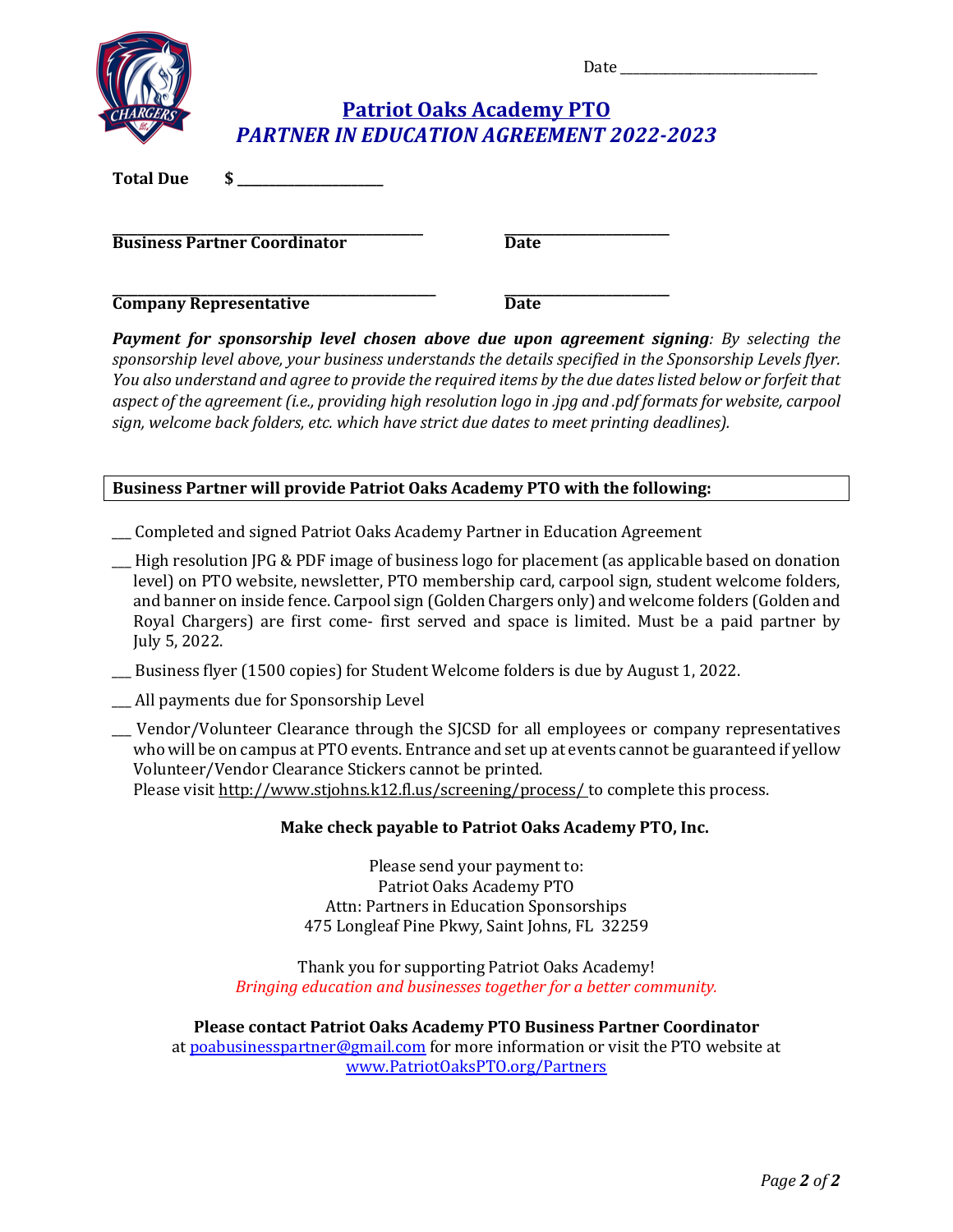Date ____________________________

# Patriot Oaks Academy PTO

## *PARTNER IN EDUCATION AGREEMENT 2022-2023*

**Total Due** **$ ____________________**

__________________________________________ ______________________
**Business Partner Coordinator** **Date**

__________________________________________ ______________________
**Company Representative** **Date**

***Payment for sponsorship level chosen above due upon agreement signing****: By selecting the sponsorship level above, your business understands the details specified in the Sponsorship Levels flyer. You also understand and agree to provide the required items by the due dates listed below or forfeit that aspect of the agreement (i.e., providing high resolution logo in .jpg and .pdf formats for website, carpool sign, welcome back folders, etc. which have strict due dates to meet printing deadlines).*

**Business Partner will provide Patriot Oaks Academy PTO with the following:**

___ Completed and signed Patriot Oaks Academy Partner in Education Agreement

___ High resolution JPG & PDF image of business logo for placement (as applicable based on donation level) on PTO website, newsletter, PTO membership card, carpool sign, student welcome folders, and banner on inside fence. Carpool sign (Golden Chargers only) and welcome folders (Golden and Royal Chargers) are first come- first served and space is limited. Must be a paid partner by July 5, 2022.

___ Business flyer (1500 copies) for Student Welcome folders is due by August 1, 2022.

___ All payments due for Sponsorship Level

___ Vendor/Volunteer Clearance through the SJCSD for all employees or company representatives who will be on campus at PTO events. Entrance and set up at events cannot be guaranteed if yellow Volunteer/Vendor Clearance Stickers cannot be printed.
Please visit http://www.stjohns.k12.fl.us/screening/process/ to complete this process.

**Make check payable to Patriot Oaks Academy PTO, Inc.**

Please send your payment to:
Patriot Oaks Academy PTO
Attn: Partners in Education Sponsorships
475 Longleaf Pine Pkwy, Saint Johns, FL 32259

Thank you for supporting Patriot Oaks Academy!
*Bringing education and businesses together for a better community.*

**Please contact Patriot Oaks Academy PTO Business Partner Coordinator**
at poabusinesspartner@gmail.com for more information or visit the PTO website at www.PatriotOaksPTO.org/Partners